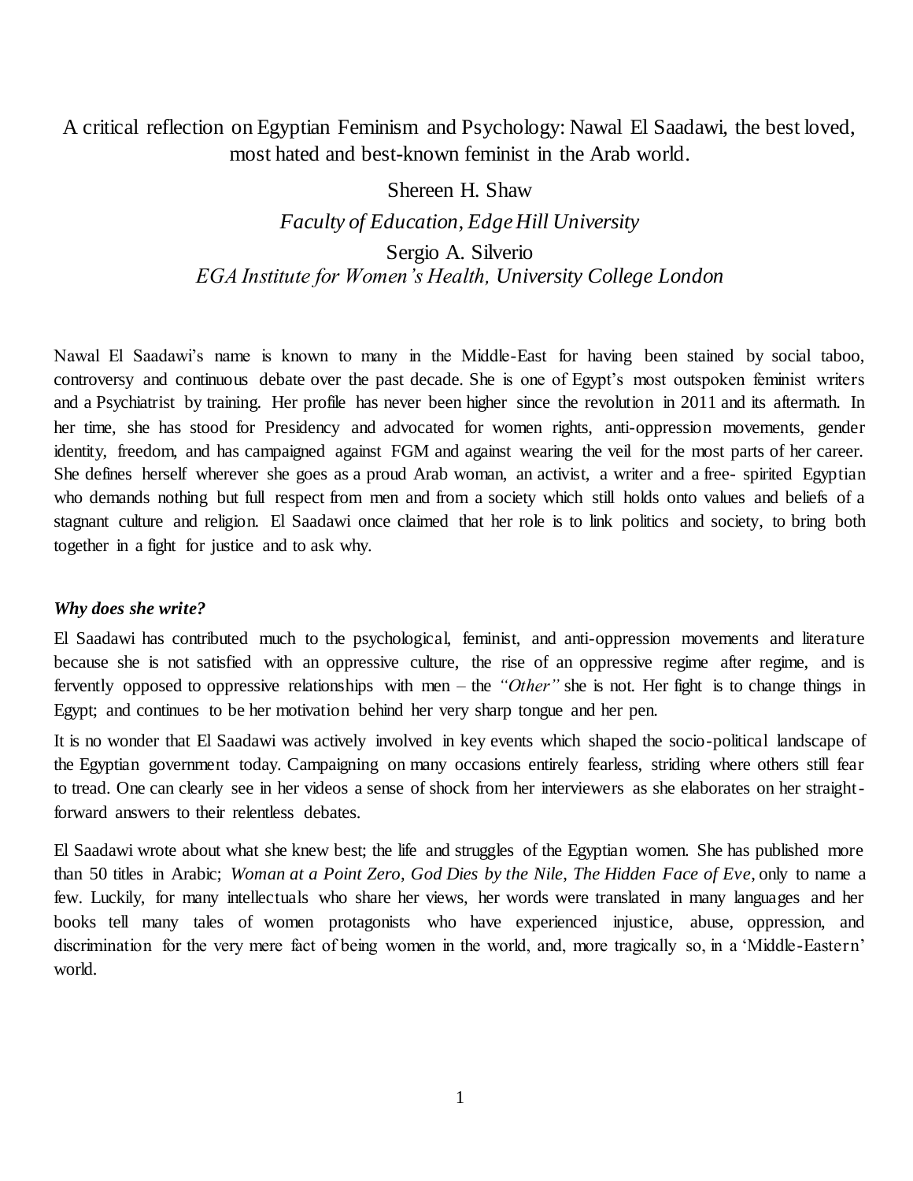# A critical reflection on Egyptian Feminism and Psychology: Nawal El Saadawi, the best loved, most hated and best-known feminist in the Arab world.

Shereen H. Shaw

*Faculty of Education, Edge Hill University*

Sergio A. Silverio

*EGA Institute for Women's Health, University College London*

Nawal El Saadawi's name is known to many in the Middle-East for having been stained by social taboo, controversy and continuous debate over the past decade. She is one of Egypt's most outspoken feminist writers and a Psychiatrist by training. Her profile has never been higher since the revolution in 2011 and its aftermath. In her time, she has stood for Presidency and advocated for women rights, anti-oppression movements, gender identity, freedom, and has campaigned against FGM and against wearing the veil for the most parts of her career. She defines herself wherever she goes as a proud Arab woman, an activist, a writer and a free- spirited Egyptian who demands nothing but full respect from men and from a society which still holds onto values and beliefs of a stagnant culture and religion. El Saadawi once claimed that her role is to link politics and society, to bring both together in a fight for justice and to ask why.

### *Why does she write?*

El Saadawi has contributed much to the psychological, feminist, and anti-oppression movements and literature because she is not satisfied with an oppressive culture, the rise of an oppressive regime after regime, and is fervently opposed to oppressive relationships with men – the *"Other"* she is not. Her fight is to change things in Egypt; and continues to be her motivation behind her very sharp tongue and her pen.

It is no wonder that El Saadawi was actively involved in key events which shaped the socio-political landscape of the Egyptian government today. Campaigning on many occasions entirely fearless, striding where others still fear to tread. One can clearly see in her videos a sense of shock from her interviewers as she elaborates on her straight-forward answers to their relentless debates.

El Saadawi wrote about what she knew best; the life and struggles of the Egyptian women. She has published more than 50 titles in Arabic; *Woman at a Point Zero, God Dies by the Nile*, *The Hidden Face of Eve*, only to name a few. Luckily, for many intellectuals who share her views, her words were translated in many languages and her books tell many tales of women protagonists who have experienced injustice, abuse, oppression, and discrimination for the very mere fact of being women in the world, and, more tragically so, in a 'Middle-Eastern' world.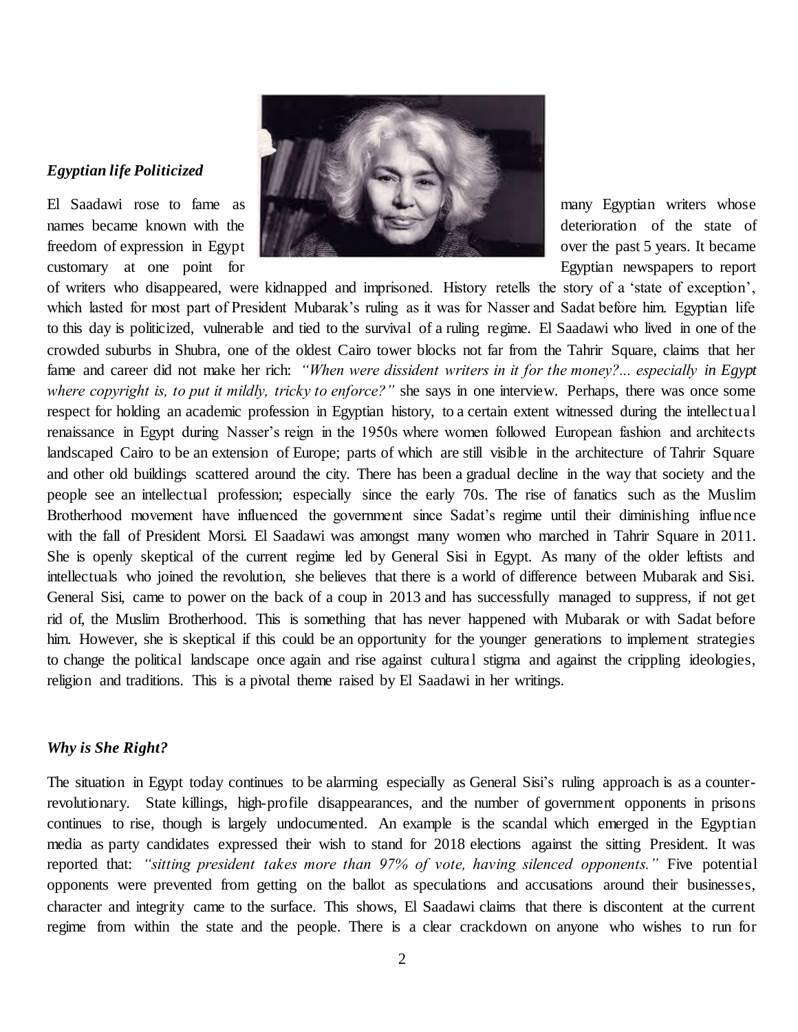### *Egyptian life Politicized*

El Saadawi rose to fame as many Egyptian writers whose names became known with the deterioration of the state of freedom of expression in Egypt over the past 5 years. It became customary at one point for Egyptian newspapers to report of writers who disappeared, were kidnapped and imprisoned. History retells the story of a 'state of exception', which lasted for most part of President Mubarak's ruling as it was for Nasser and Sadat before him. Egyptian life to this day is politicized, vulnerable and tied to the survival of a ruling regime. El Saadawi who lived in one of the crowded suburbs in Shubra, one of the oldest Cairo tower blocks not far from the Tahrir Square, claims that her fame and career did not make her rich: *"When were dissident writers in it for the money?... especially in Egypt where copyright is, to put it mildly, tricky to enforce?"* she says in one interview. Perhaps, there was once some respect for holding an academic profession in Egyptian history, to a certain extent witnessed during the intellectual renaissance in Egypt during Nasser's reign in the 1950s where women followed European fashion and architects landscaped Cairo to be an extension of Europe; parts of which are still visible in the architecture of Tahrir Square and other old buildings scattered around the city. There has been a gradual decline in the way that society and the people see an intellectual profession; especially since the early 70s. The rise of fanatics such as the Muslim Brotherhood movement have influenced the government since Sadat's regime until their diminishing influence with the fall of President Morsi. El Saadawi was amongst many women who marched in Tahrir Square in 2011. She is openly skeptical of the current regime led by General Sisi in Egypt. As many of the older leftists and intellectuals who joined the revolution, she believes that there is a world of difference between Mubarak and Sisi. General Sisi, came to power on the back of a coup in 2013 and has successfully managed to suppress, if not get rid of, the Muslim Brotherhood. This is something that has never happened with Mubarak or with Sadat before him. However, she is skeptical if this could be an opportunity for the younger generations to implement strategies to change the political landscape once again and rise against cultural stigma and against the crippling ideologies, religion and traditions. This is a pivotal theme raised by El Saadawi in her writings.

### *Why is She Right?*

The situation in Egypt today continues to be alarming especially as General Sisi's ruling approach is as a counter-revolutionary. State killings, high-profile disappearances, and the number of government opponents in prisons continues to rise, though is largely undocumented. An example is the scandal which emerged in the Egyptian media as party candidates expressed their wish to stand for 2018 elections against the sitting President. It was reported that: *"sitting president takes more than 97% of vote, having silenced opponents."* Five potential opponents were prevented from getting on the ballot as speculations and accusations around their businesses, character and integrity came to the surface. This shows, El Saadawi claims that there is discontent at the current regime from within the state and the people. There is a clear crackdown on anyone who wishes to run for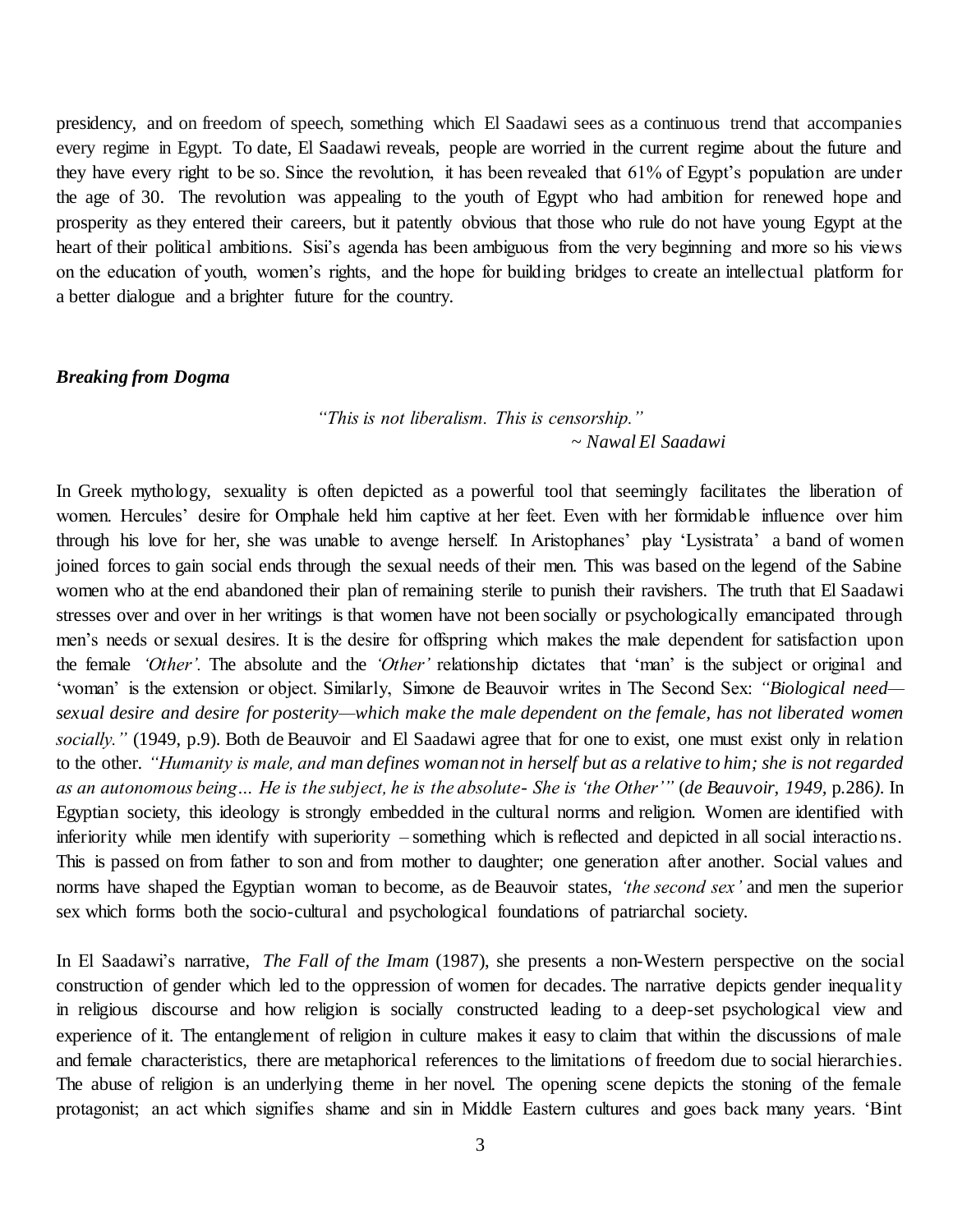presidency, and on freedom of speech, something which El Saadawi sees as a continuous trend that accompanies every regime in Egypt. To date, El Saadawi reveals, people are worried in the current regime about the future and they have every right to be so. Since the revolution, it has been revealed that 61% of Egypt's population are under the age of 30. The revolution was appealing to the youth of Egypt who had ambition for renewed hope and prosperity as they entered their careers, but it patently obvious that those who rule do not have young Egypt at the heart of their political ambitions. Sisi's agenda has been ambiguous from the very beginning and more so his views on the education of youth, women's rights, and the hope for building bridges to create an intellectual platform for a better dialogue and a brighter future for the country.

### *Breaking from Dogma*

> *"This is not liberalism. This is censorship."*
> *~ Nawal El Saadawi*

In Greek mythology, sexuality is often depicted as a powerful tool that seemingly facilitates the liberation of women. Hercules' desire for Omphale held him captive at her feet. Even with her formidable influence over him through his love for her, she was unable to avenge herself. In Aristophanes' play 'Lysistrata' a band of women joined forces to gain social ends through the sexual needs of their men. This was based on the legend of the Sabine women who at the end abandoned their plan of remaining sterile to punish their ravishers. The truth that El Saadawi stresses over and over in her writings is that women have not been socially or psychologically emancipated through men's needs or sexual desires. It is the desire for offspring which makes the male dependent for satisfaction upon the female *'Other'*. The absolute and the *'Other'* relationship dictates that 'man' is the subject or original and 'woman' is the extension or object. Similarly, Simone de Beauvoir writes in The Second Sex: *"Biological need—sexual desire and desire for posterity—which make the male dependent on the female, has not liberated women socially."* (1949, p.9). Both de Beauvoir and El Saadawi agree that for one to exist, one must exist only in relation to the other. *"Humanity is male, and man defines woman not in herself but as a relative to him; she is not regarded as an autonomous being… He is the subject, he is the absolute- She is 'the Other'"* (*de Beauvoir, 1949,* p.286*)*. In Egyptian society, this ideology is strongly embedded in the cultural norms and religion. Women are identified with inferiority while men identify with superiority – something which is reflected and depicted in all social interactions. This is passed on from father to son and from mother to daughter; one generation after another. Social values and norms have shaped the Egyptian woman to become, as de Beauvoir states, *'the second sex'* and men the superior sex which forms both the socio-cultural and psychological foundations of patriarchal society.

In El Saadawi's narrative, *The Fall of the Imam* (1987), she presents a non-Western perspective on the social construction of gender which led to the oppression of women for decades. The narrative depicts gender inequality in religious discourse and how religion is socially constructed leading to a deep-set psychological view and experience of it. The entanglement of religion in culture makes it easy to claim that within the discussions of male and female characteristics, there are metaphorical references to the limitations of freedom due to social hierarchies. The abuse of religion is an underlying theme in her novel. The opening scene depicts the stoning of the female protagonist; an act which signifies shame and sin in Middle Eastern cultures and goes back many years. 'Bint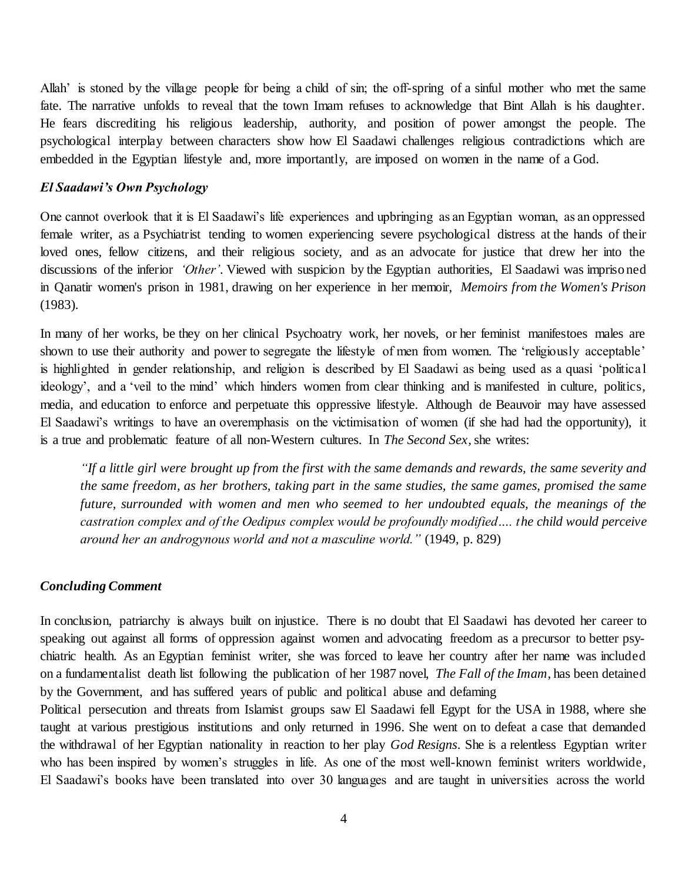Allah' is stoned by the village people for being a child of sin; the off-spring of a sinful mother who met the same fate. The narrative unfolds to reveal that the town Imam refuses to acknowledge that Bint Allah is his daughter. He fears discrediting his religious leadership, authority, and position of power amongst the people. The psychological interplay between characters show how El Saadawi challenges religious contradictions which are embedded in the Egyptian lifestyle and, more importantly, are imposed on women in the name of a God.

### *El Saadawi's Own Psychology*

One cannot overlook that it is El Saadawi's life experiences and upbringing as an Egyptian woman, as an oppressed female writer, as a Psychiatrist tending to women experiencing severe psychological distress at the hands of their loved ones, fellow citizens, and their religious society, and as an advocate for justice that drew her into the discussions of the inferior *'Other'*. Viewed with suspicion by the Egyptian authorities, El Saadawi was imprisoned in Qanatir women's prison in 1981, drawing on her experience in her memoir, *Memoirs from the Women's Prison* (1983).

In many of her works, be they on her clinical Psychoatry work, her novels, or her feminist manifestoes males are shown to use their authority and power to segregate the lifestyle of men from women. The 'religiously acceptable' is highlighted in gender relationship, and religion is described by El Saadawi as being used as a quasi 'political ideology', and a 'veil to the mind' which hinders women from clear thinking and is manifested in culture, politics, media, and education to enforce and perpetuate this oppressive lifestyle. Although de Beauvoir may have assessed El Saadawi's writings to have an overemphasis on the victimisation of women (if she had had the opportunity), it is a true and problematic feature of all non-Western cultures. In *The Second Sex*, she writes:

> *"If a little girl were brought up from the first with the same demands and rewards, the same severity and the same freedom, as her brothers, taking part in the same studies, the same games, promised the same future, surrounded with women and men who seemed to her undoubted equals, the meanings of the castration complex and of the Oedipus complex would be profoundly modified…. the child would perceive around her an androgynous world and not a masculine world."* (1949, p. 829)

### *Concluding Comment*

In conclusion, patriarchy is always built on injustice. There is no doubt that El Saadawi has devoted her career to speaking out against all forms of oppression against women and advocating freedom as a precursor to better psychiatric health. As an Egyptian feminist writer, she was forced to leave her country after her name was included on a fundamentalist death list following the publication of her 1987 novel, *The Fall of the Imam*, has been detained by the Government, and has suffered years of public and political abuse and defaming

Political persecution and threats from Islamist groups saw El Saadawi fell Egypt for the USA in 1988, where she taught at various prestigious institutions and only returned in 1996. She went on to defeat a case that demanded the withdrawal of her Egyptian nationality in reaction to her play *God Resigns*. She is a relentless Egyptian writer who has been inspired by women's struggles in life. As one of the most well-known feminist writers worldwide, El Saadawi's books have been translated into over 30 languages and are taught in universities across the world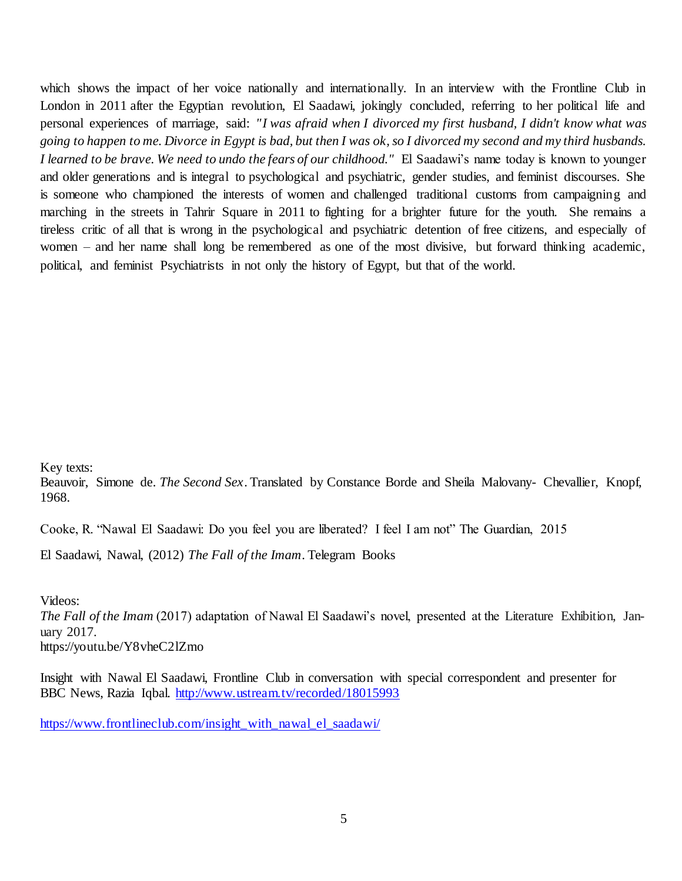which shows the impact of her voice nationally and internationally. In an interview with the Frontline Club in London in 2011 after the Egyptian revolution, El Saadawi, jokingly concluded, referring to her political life and personal experiences of marriage, said: *"I was afraid when I divorced my first husband, I didn't know what was going to happen to me. Divorce in Egypt is bad, but then I was ok, so I divorced my second and my third husbands. I learned to be brave. We need to undo the fears of our childhood."* El Saadawi's name today is known to younger and older generations and is integral to psychological and psychiatric, gender studies, and feminist discourses. She is someone who championed the interests of women and challenged traditional customs from campaigning and marching in the streets in Tahrir Square in 2011 to fighting for a brighter future for the youth. She remains a tireless critic of all that is wrong in the psychological and psychiatric detention of free citizens, and especially of women – and her name shall long be remembered as one of the most divisive, but forward thinking academic, political, and feminist Psychiatrists in not only the history of Egypt, but that of the world.

Key texts:

Beauvoir, Simone de. *The Second Sex*. Translated by Constance Borde and Sheila Malovany- Chevallier, Knopf, 1968.

Cooke, R. "Nawal El Saadawi: Do you feel you are liberated? I feel I am not" The Guardian, 2015

El Saadawi, Nawal, (2012) *The Fall of the Imam*. Telegram Books

Videos:

*The Fall of the Imam* (2017) adaptation of Nawal El Saadawi's novel, presented at the Literature Exhibition, January 2017.
https://youtu.be/Y8vheC2lZmo

Insight with Nawal El Saadawi, Frontline Club in conversation with special correspondent and presenter for BBC News, Razia Iqbal. http://www.ustream.tv/recorded/18015993

https://www.frontlineclub.com/insight_with_nawal_el_saadawi/